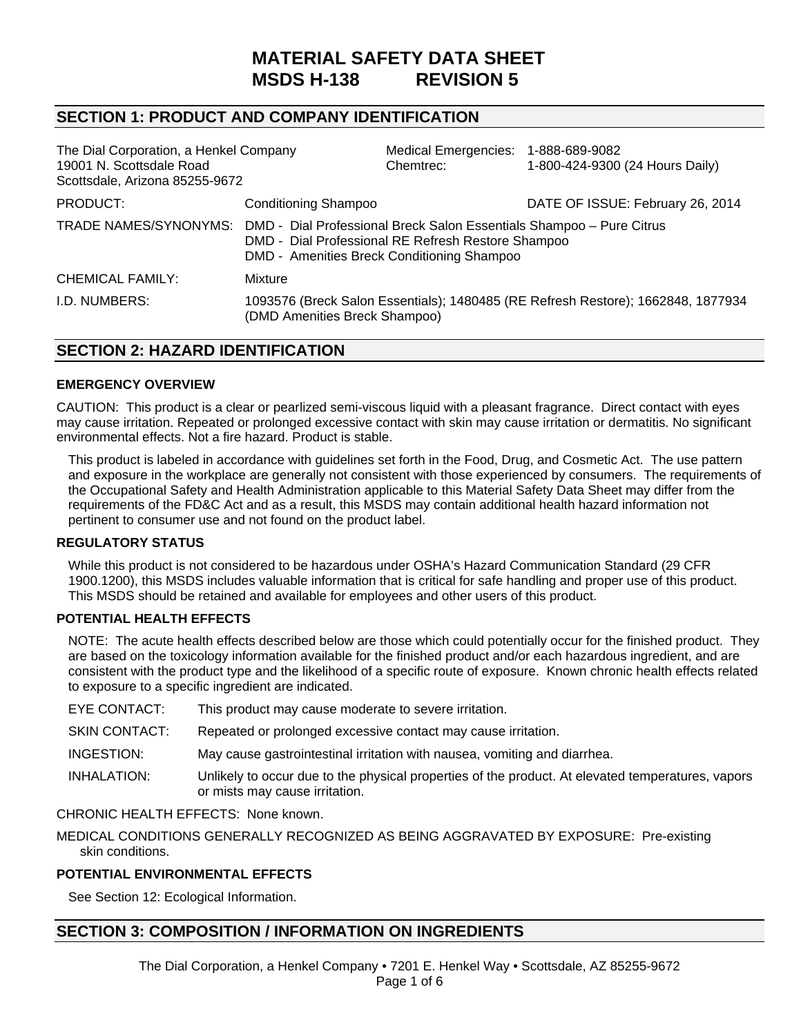# MATERIAL SAFETY DATA SHEET
# MSDS H-138 REVISION 5

## SECTION 1: PRODUCT AND COMPANY IDENTIFICATION

The Dial Corporation, a Henkel Company
19001 N. Scottsdale Road
Scottsdale, Arizona 85255-9672

Medical Emergencies: 1-888-689-9082
Chemtrec: 1-800-424-9300 (24 Hours Daily)

| | | |
|---|---|---|
| PRODUCT: | Conditioning Shampoo | DATE OF ISSUE: February 26, 2014 |
| TRADE NAMES/SYNONYMS: | DMD - Dial Professional Breck Salon Essentials Shampoo – Pure Citrus<br>DMD - Dial Professional RE Refresh Restore Shampoo<br>DMD - Amenities Breck Conditioning Shampoo | |
| CHEMICAL FAMILY: | Mixture | |
| I.D. NUMBERS: | 1093576 (Breck Salon Essentials); 1480485 (RE Refresh Restore); 1662848, 1877934 (DMD Amenities Breck Shampoo) | |

## SECTION 2: HAZARD IDENTIFICATION

### EMERGENCY OVERVIEW

CAUTION: This product is a clear or pearlized semi-viscous liquid with a pleasant fragrance. Direct contact with eyes may cause irritation. Repeated or prolonged excessive contact with skin may cause irritation or dermatitis. No significant environmental effects. Not a fire hazard. Product is stable.

This product is labeled in accordance with guidelines set forth in the Food, Drug, and Cosmetic Act. The use pattern and exposure in the workplace are generally not consistent with those experienced by consumers. The requirements of the Occupational Safety and Health Administration applicable to this Material Safety Data Sheet may differ from the requirements of the FD&C Act and as a result, this MSDS may contain additional health hazard information not pertinent to consumer use and not found on the product label.

### REGULATORY STATUS

While this product is not considered to be hazardous under OSHA's Hazard Communication Standard (29 CFR 1900.1200), this MSDS includes valuable information that is critical for safe handling and proper use of this product. This MSDS should be retained and available for employees and other users of this product.

### POTENTIAL HEALTH EFFECTS

NOTE: The acute health effects described below are those which could potentially occur for the finished product. They are based on the toxicology information available for the finished product and/or each hazardous ingredient, and are consistent with the product type and the likelihood of a specific route of exposure. Known chronic health effects related to exposure to a specific ingredient are indicated.

| | |
|---|---|
| EYE CONTACT: | This product may cause moderate to severe irritation. |
| SKIN CONTACT: | Repeated or prolonged excessive contact may cause irritation. |
| INGESTION: | May cause gastrointestinal irritation with nausea, vomiting and diarrhea. |
| INHALATION: | Unlikely to occur due to the physical properties of the product. At elevated temperatures, vapors or mists may cause irritation. |

CHRONIC HEALTH EFFECTS: None known.

MEDICAL CONDITIONS GENERALLY RECOGNIZED AS BEING AGGRAVATED BY EXPOSURE: Pre-existing skin conditions.

### POTENTIAL ENVIRONMENTAL EFFECTS

See Section 12: Ecological Information.

## SECTION 3: COMPOSITION / INFORMATION ON INGREDIENTS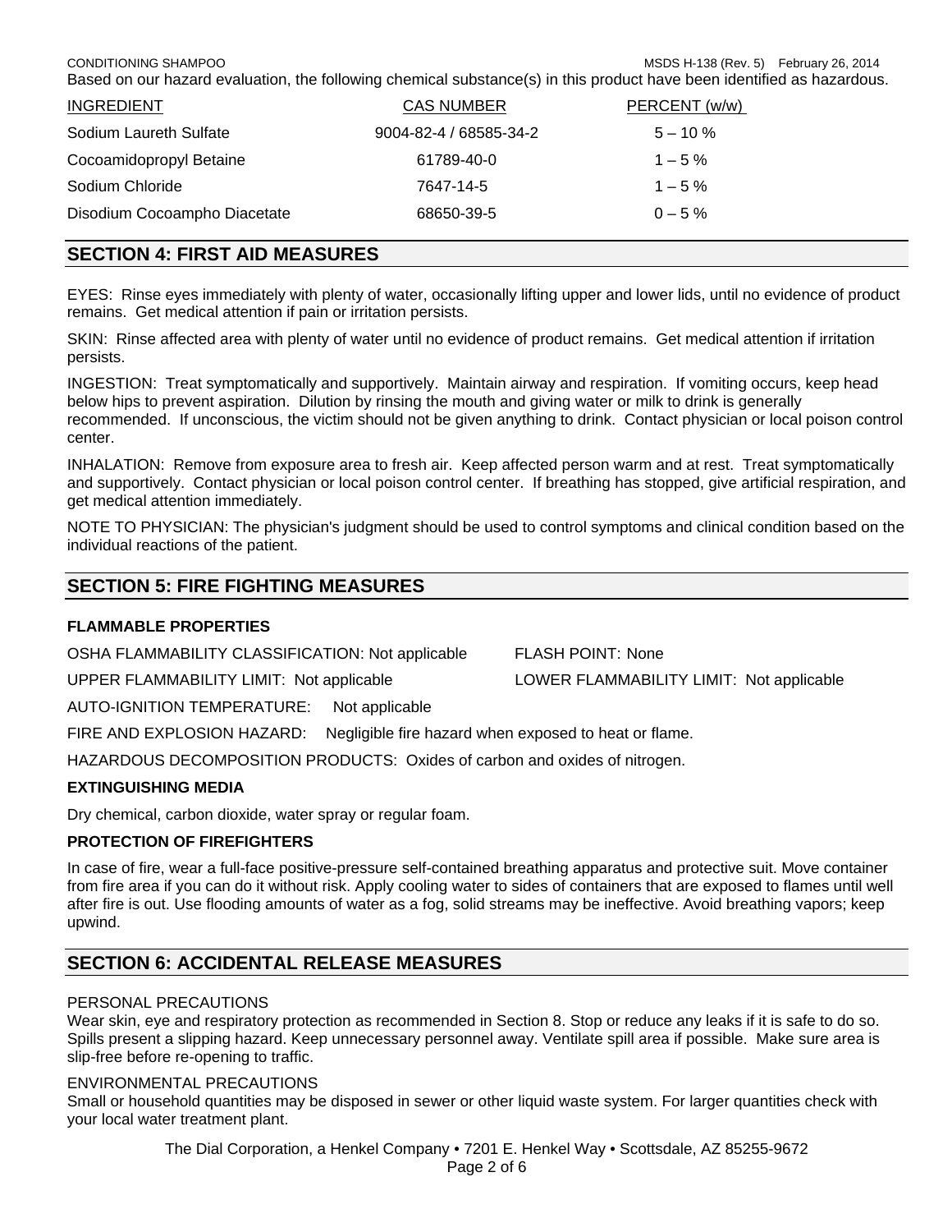Based on our hazard evaluation, the following chemical substance(s) in this product have been identified as hazardous.

| INGREDIENT | CAS NUMBER | PERCENT (w/w) |
| --- | --- | --- |
| Sodium Laureth Sulfate | 9004-82-4 / 68585-34-2 | 5 – 10 % |
| Cocoamidopropyl Betaine | 61789-40-0 | 1 – 5 % |
| Sodium Chloride | 7647-14-5 | 1 – 5 % |
| Disodium Cocoampho Diacetate | 68650-39-5 | 0 – 5 % |

## SECTION 4: FIRST AID MEASURES

EYES: Rinse eyes immediately with plenty of water, occasionally lifting upper and lower lids, until no evidence of product remains. Get medical attention if pain or irritation persists.

SKIN: Rinse affected area with plenty of water until no evidence of product remains. Get medical attention if irritation persists.

INGESTION: Treat symptomatically and supportively. Maintain airway and respiration. If vomiting occurs, keep head below hips to prevent aspiration. Dilution by rinsing the mouth and giving water or milk to drink is generally recommended. If unconscious, the victim should not be given anything to drink. Contact physician or local poison control center.

INHALATION: Remove from exposure area to fresh air. Keep affected person warm and at rest. Treat symptomatically and supportively. Contact physician or local poison control center. If breathing has stopped, give artificial respiration, and get medical attention immediately.

NOTE TO PHYSICIAN: The physician's judgment should be used to control symptoms and clinical condition based on the individual reactions of the patient.

## SECTION 5: FIRE FIGHTING MEASURES

**FLAMMABLE PROPERTIES**

OSHA FLAMMABILITY CLASSIFICATION: Not applicable

FLASH POINT: None

UPPER FLAMMABILITY LIMIT: Not applicable

LOWER FLAMMABILITY LIMIT: Not applicable

AUTO-IGNITION TEMPERATURE: Not applicable

FIRE AND EXPLOSION HAZARD: Negligible fire hazard when exposed to heat or flame.

HAZARDOUS DECOMPOSITION PRODUCTS: Oxides of carbon and oxides of nitrogen.

**EXTINGUISHING MEDIA**

Dry chemical, carbon dioxide, water spray or regular foam.

**PROTECTION OF FIREFIGHTERS**

In case of fire, wear a full-face positive-pressure self-contained breathing apparatus and protective suit. Move container from fire area if you can do it without risk. Apply cooling water to sides of containers that are exposed to flames until well after fire is out. Use flooding amounts of water as a fog, solid streams may be ineffective. Avoid breathing vapors; keep upwind.

## SECTION 6: ACCIDENTAL RELEASE MEASURES

PERSONAL PRECAUTIONS

Wear skin, eye and respiratory protection as recommended in Section 8. Stop or reduce any leaks if it is safe to do so. Spills present a slipping hazard. Keep unnecessary personnel away. Ventilate spill area if possible. Make sure area is slip-free before re-opening to traffic.

ENVIRONMENTAL PRECAUTIONS

Small or household quantities may be disposed in sewer or other liquid waste system. For larger quantities check with your local water treatment plant.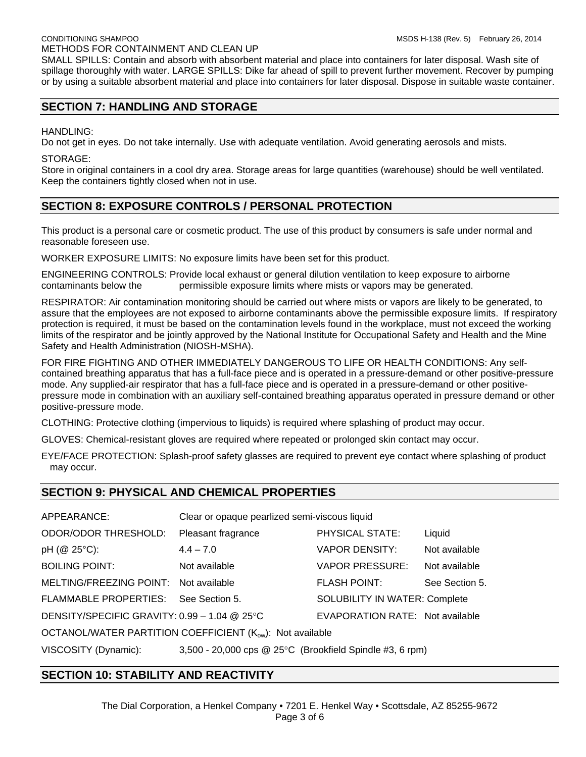METHODS FOR CONTAINMENT AND CLEAN UP

SMALL SPILLS: Contain and absorb with absorbent material and place into containers for later disposal. Wash site of spillage thoroughly with water. LARGE SPILLS: Dike far ahead of spill to prevent further movement. Recover by pumping or by using a suitable absorbent material and place into containers for later disposal. Dispose in suitable waste container.

## SECTION 7: HANDLING AND STORAGE

HANDLING:

Do not get in eyes. Do not take internally. Use with adequate ventilation. Avoid generating aerosols and mists.

STORAGE:

Store in original containers in a cool dry area. Storage areas for large quantities (warehouse) should be well ventilated. Keep the containers tightly closed when not in use.

## SECTION 8: EXPOSURE CONTROLS / PERSONAL PROTECTION

This product is a personal care or cosmetic product. The use of this product by consumers is safe under normal and reasonable foreseen use.

WORKER EXPOSURE LIMITS: No exposure limits have been set for this product.

ENGINEERING CONTROLS: Provide local exhaust or general dilution ventilation to keep exposure to airborne contaminants below the permissible exposure limits where mists or vapors may be generated.

RESPIRATOR: Air contamination monitoring should be carried out where mists or vapors are likely to be generated, to assure that the employees are not exposed to airborne contaminants above the permissible exposure limits. If respiratory protection is required, it must be based on the contamination levels found in the workplace, must not exceed the working limits of the respirator and be jointly approved by the National Institute for Occupational Safety and Health and the Mine Safety and Health Administration (NIOSH-MSHA).

FOR FIRE FIGHTING AND OTHER IMMEDIATELY DANGEROUS TO LIFE OR HEALTH CONDITIONS: Any self-contained breathing apparatus that has a full-face piece and is operated in a pressure-demand or other positive-pressure mode. Any supplied-air respirator that has a full-face piece and is operated in a pressure-demand or other positive-pressure mode in combination with an auxiliary self-contained breathing apparatus operated in pressure demand or other positive-pressure mode.

CLOTHING: Protective clothing (impervious to liquids) is required where splashing of product may occur.

GLOVES: Chemical-resistant gloves are required where repeated or prolonged skin contact may occur.

EYE/FACE PROTECTION: Splash-proof safety glasses are required to prevent eye contact where splashing of product may occur.

## SECTION 9: PHYSICAL AND CHEMICAL PROPERTIES

APPEARANCE: Clear or opaque pearlized semi-viscous liquid

| | | | |
|---|---|---|---|
| ODOR/ODOR THRESHOLD: | Pleasant fragrance | PHYSICAL STATE: | Liquid |
| pH (@ 25°C): | 4.4 – 7.0 | VAPOR DENSITY: | Not available |
| BOILING POINT: | Not available | VAPOR PRESSURE: | Not available |
| MELTING/FREEZING POINT: | Not available | FLASH POINT: | See Section 5. |
| FLAMMABLE PROPERTIES: | See Section 5. | SOLUBILITY IN WATER: | Complete |
| DENSITY/SPECIFIC GRAVITY: | 0.99 – 1.04 @ 25°C | EVAPORATION RATE: | Not available |

OCTANOL/WATER PARTITION COEFFICIENT ($K_{ow}$): Not available

VISCOSITY (Dynamic): 3,500 - 20,000 cps @ 25°C (Brookfield Spindle #3, 6 rpm)

## SECTION 10: STABILITY AND REACTIVITY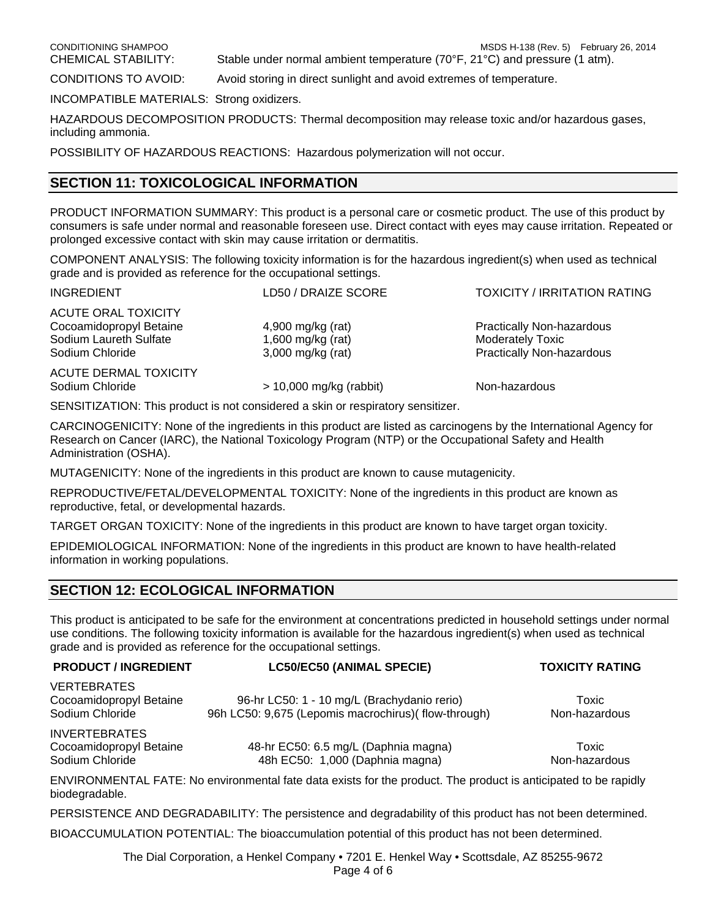CHEMICAL STABILITY: Stable under normal ambient temperature (70°F, 21°C) and pressure (1 atm).

CONDITIONS TO AVOID: Avoid storing in direct sunlight and avoid extremes of temperature.

INCOMPATIBLE MATERIALS: Strong oxidizers.

HAZARDOUS DECOMPOSITION PRODUCTS: Thermal decomposition may release toxic and/or hazardous gases, including ammonia.

POSSIBILITY OF HAZARDOUS REACTIONS: Hazardous polymerization will not occur.

## SECTION 11: TOXICOLOGICAL INFORMATION

PRODUCT INFORMATION SUMMARY: This product is a personal care or cosmetic product. The use of this product by consumers is safe under normal and reasonable foreseen use. Direct contact with eyes may cause irritation. Repeated or prolonged excessive contact with skin may cause irritation or dermatitis.

COMPONENT ANALYSIS: The following toxicity information is for the hazardous ingredient(s) when used as technical grade and is provided as reference for the occupational settings.

| INGREDIENT | LD50 / DRAIZE SCORE | TOXICITY / IRRITATION RATING |
|---|---|---|
| ACUTE ORAL TOXICITY | | |
| Cocoamidopropyl Betaine | 4,900 mg/kg (rat) | Practically Non-hazardous |
| Sodium Laureth Sulfate | 1,600 mg/kg (rat) | Moderately Toxic |
| Sodium Chloride | 3,000 mg/kg (rat) | Practically Non-hazardous |
| ACUTE DERMAL TOXICITY | | |
| Sodium Chloride | > 10,000 mg/kg (rabbit) | Non-hazardous |

SENSITIZATION: This product is not considered a skin or respiratory sensitizer.

CARCINOGENICITY: None of the ingredients in this product are listed as carcinogens by the International Agency for Research on Cancer (IARC), the National Toxicology Program (NTP) or the Occupational Safety and Health Administration (OSHA).

MUTAGENICITY: None of the ingredients in this product are known to cause mutagenicity.

REPRODUCTIVE/FETAL/DEVELOPMENTAL TOXICITY: None of the ingredients in this product are known as reproductive, fetal, or developmental hazards.

TARGET ORGAN TOXICITY: None of the ingredients in this product are known to have target organ toxicity.

EPIDEMIOLOGICAL INFORMATION: None of the ingredients in this product are known to have health-related information in working populations.

## SECTION 12: ECOLOGICAL INFORMATION

This product is anticipated to be safe for the environment at concentrations predicted in household settings under normal use conditions. The following toxicity information is available for the hazardous ingredient(s) when used as technical grade and is provided as reference for the occupational settings.

| PRODUCT / INGREDIENT | LC50/EC50 (ANIMAL SPECIE) | TOXICITY RATING |
|---|---|---|
| VERTEBRATES | | |
| Cocoamidopropyl Betaine | 96-hr LC50: 1 - 10 mg/L (Brachydanio rerio) | Toxic |
| Sodium Chloride | 96h LC50: 9,675 (Lepomis macrochirus)( flow-through) | Non-hazardous |
| INVERTEBRATES | | |
| Cocoamidopropyl Betaine | 48-hr EC50: 6.5 mg/L (Daphnia magna) | Toxic |
| Sodium Chloride | 48h EC50: 1,000 (Daphnia magna) | Non-hazardous |

ENVIRONMENTAL FATE: No environmental fate data exists for the product. The product is anticipated to be rapidly biodegradable.

PERSISTENCE AND DEGRADABILITY: The persistence and degradability of this product has not been determined.

BIOACCUMULATION POTENTIAL: The bioaccumulation potential of this product has not been determined.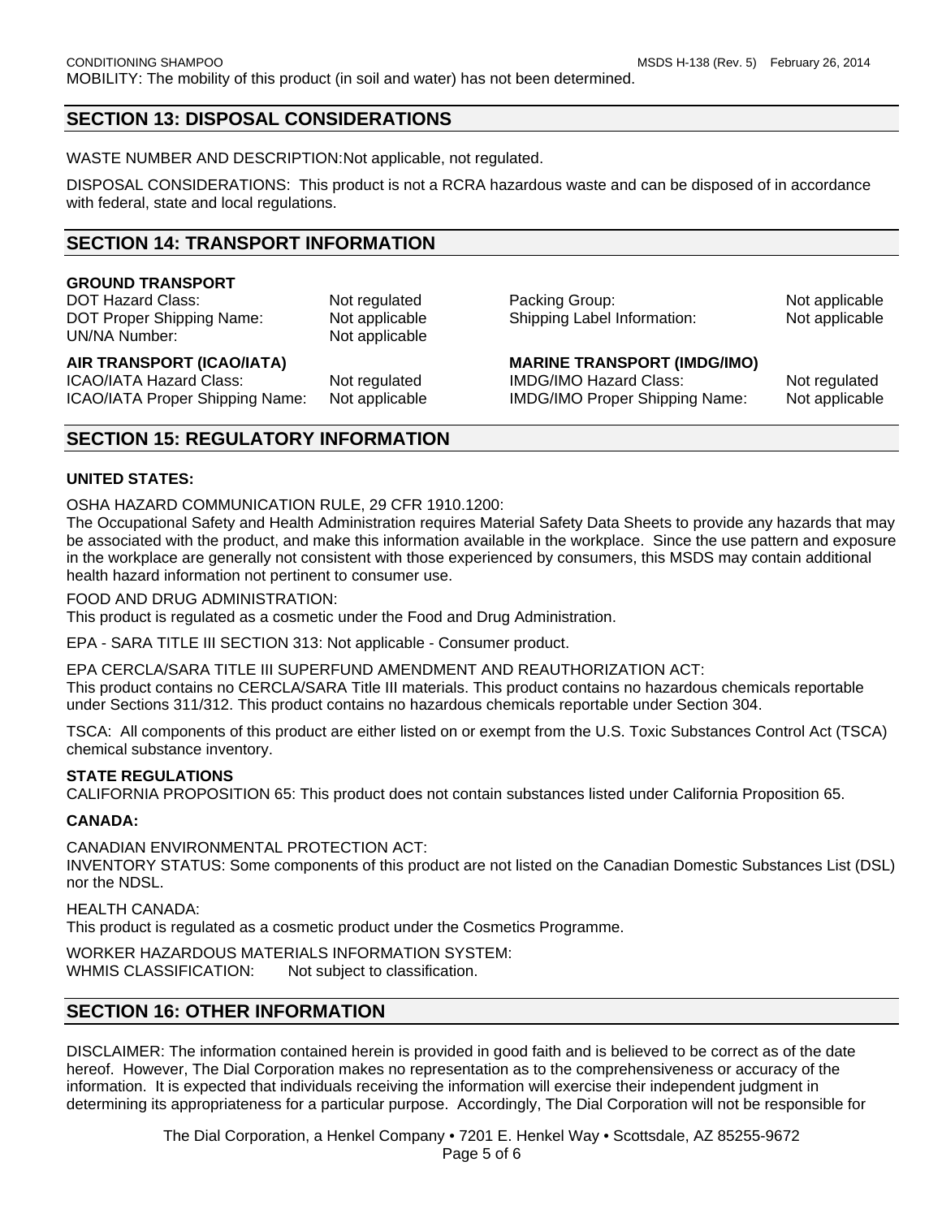MOBILITY: The mobility of this product (in soil and water) has not been determined.

## SECTION 13: DISPOSAL CONSIDERATIONS

WASTE NUMBER AND DESCRIPTION:Not applicable, not regulated.

DISPOSAL CONSIDERATIONS: This product is not a RCRA hazardous waste and can be disposed of in accordance with federal, state and local regulations.

## SECTION 14: TRANSPORT INFORMATION

**GROUND TRANSPORT**

| | | | |
|---|---|---|---|
| DOT Hazard Class: | Not regulated | Packing Group: | Not applicable |
| DOT Proper Shipping Name: | Not applicable | Shipping Label Information: | Not applicable |
| UN/NA Number: | Not applicable | | |

**AIR TRANSPORT (ICAO/IATA)**

| | |
|---|---|
| ICAO/IATA Hazard Class: | Not regulated |
| ICAO/IATA Proper Shipping Name: | Not applicable |

**MARINE TRANSPORT (IMDG/IMO)**

| | |
|---|---|
| IMDG/IMO Hazard Class: | Not regulated |
| IMDG/IMO Proper Shipping Name: | Not applicable |

## SECTION 15: REGULATORY INFORMATION

**UNITED STATES:**

OSHA HAZARD COMMUNICATION RULE, 29 CFR 1910.1200:
The Occupational Safety and Health Administration requires Material Safety Data Sheets to provide any hazards that may be associated with the product, and make this information available in the workplace. Since the use pattern and exposure in the workplace are generally not consistent with those experienced by consumers, this MSDS may contain additional health hazard information not pertinent to consumer use.

FOOD AND DRUG ADMINISTRATION:
This product is regulated as a cosmetic under the Food and Drug Administration.

EPA - SARA TITLE III SECTION 313: Not applicable - Consumer product.

EPA CERCLA/SARA TITLE III SUPERFUND AMENDMENT AND REAUTHORIZATION ACT:
This product contains no CERCLA/SARA Title III materials. This product contains no hazardous chemicals reportable under Sections 311/312. This product contains no hazardous chemicals reportable under Section 304.

TSCA: All components of this product are either listed on or exempt from the U.S. Toxic Substances Control Act (TSCA) chemical substance inventory.

**STATE REGULATIONS**

CALIFORNIA PROPOSITION 65: This product does not contain substances listed under California Proposition 65.

**CANADA:**

CANADIAN ENVIRONMENTAL PROTECTION ACT:
INVENTORY STATUS: Some components of this product are not listed on the Canadian Domestic Substances List (DSL) nor the NDSL.

HEALTH CANADA:
This product is regulated as a cosmetic product under the Cosmetics Programme.

WORKER HAZARDOUS MATERIALS INFORMATION SYSTEM:
WHMIS CLASSIFICATION: Not subject to classification.

## SECTION 16: OTHER INFORMATION

DISCLAIMER: The information contained herein is provided in good faith and is believed to be correct as of the date hereof. However, The Dial Corporation makes no representation as to the comprehensiveness or accuracy of the information. It is expected that individuals receiving the information will exercise their independent judgment in determining its appropriateness for a particular purpose. Accordingly, The Dial Corporation will not be responsible for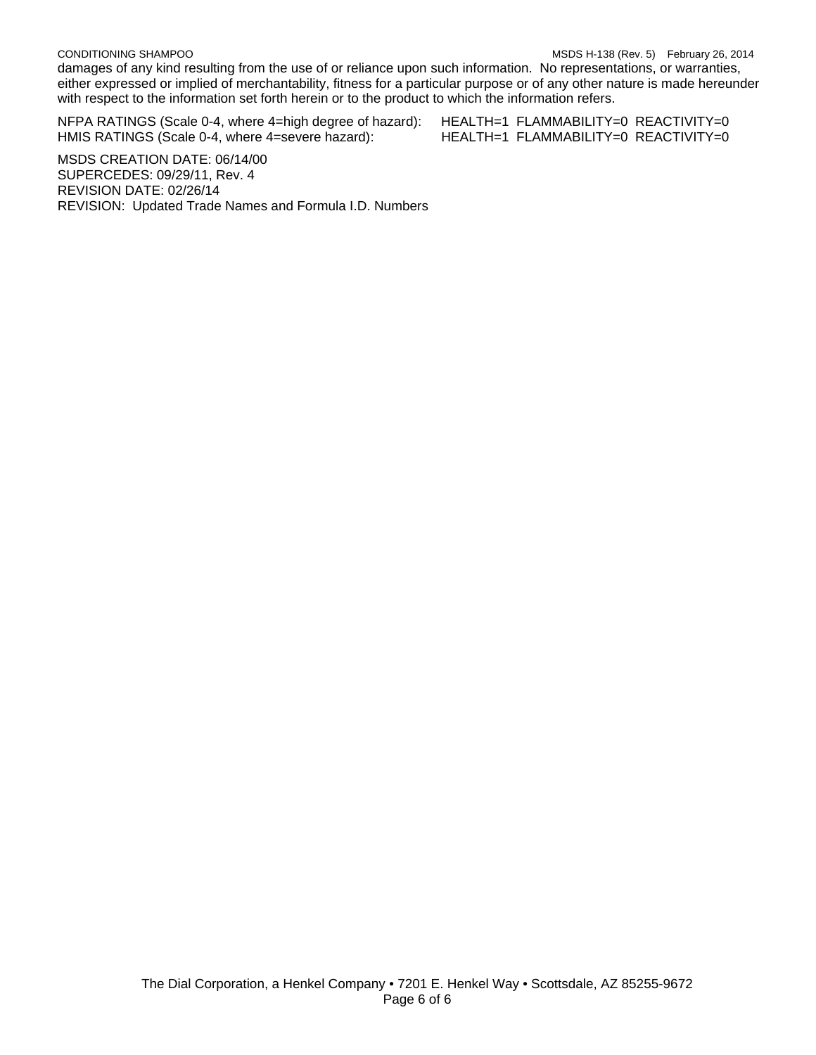damages of any kind resulting from the use of or reliance upon such information. No representations, or warranties, either expressed or implied of merchantability, fitness for a particular purpose or of any other nature is made hereunder with respect to the information set forth herein or to the product to which the information refers.

NFPA RATINGS (Scale 0-4, where 4=high degree of hazard): HEALTH=1 FLAMMABILITY=0 REACTIVITY=0
HMIS RATINGS (Scale 0-4, where 4=severe hazard): HEALTH=1 FLAMMABILITY=0 REACTIVITY=0

MSDS CREATION DATE: 06/14/00
SUPERCEDES: 09/29/11, Rev. 4
REVISION DATE: 02/26/14
REVISION: Updated Trade Names and Formula I.D. Numbers